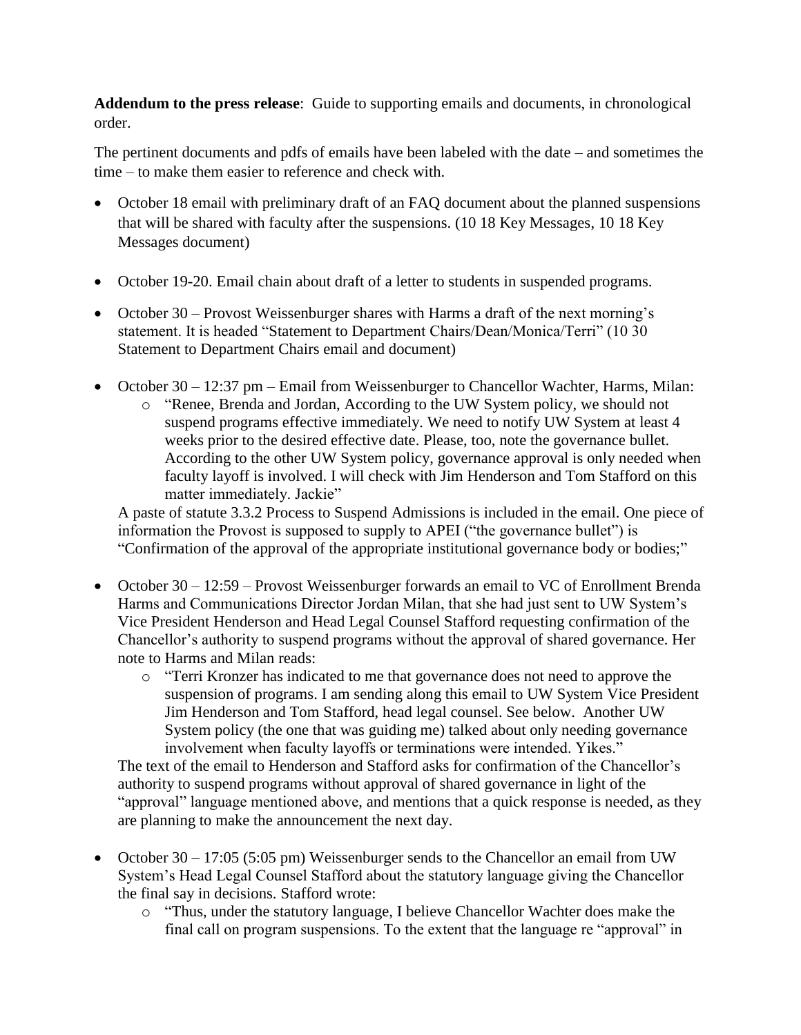**Addendum to the press release**: Guide to supporting emails and documents, in chronological order.

The pertinent documents and pdfs of emails have been labeled with the date – and sometimes the time – to make them easier to reference and check with.

- October 18 email with preliminary draft of an FAQ document about the planned suspensions that will be shared with faculty after the suspensions. (10 18 Key Messages, 10 18 Key Messages document)

- October 19-20. Email chain about draft of a letter to students in suspended programs.

- October 30 – Provost Weissenburger shares with Harms a draft of the next morning's statement. It is headed "Statement to Department Chairs/Dean/Monica/Terri" (10 30 Statement to Department Chairs email and document)

- October 30 – 12:37 pm – Email from Weissenburger to Chancellor Wachter, Harms, Milan:
  - "Renee, Brenda and Jordan, According to the UW System policy, we should not suspend programs effective immediately. We need to notify UW System at least 4 weeks prior to the desired effective date. Please, too, note the governance bullet. According to the other UW System policy, governance approval is only needed when faculty layoff is involved. I will check with Jim Henderson and Tom Stafford on this matter immediately. Jackie"

  A paste of statute 3.3.2 Process to Suspend Admissions is included in the email. One piece of information the Provost is supposed to supply to APEI ("the governance bullet") is "Confirmation of the approval of the appropriate institutional governance body or bodies;"

- October 30 – 12:59 – Provost Weissenburger forwards an email to VC of Enrollment Brenda Harms and Communications Director Jordan Milan, that she had just sent to UW System's Vice President Henderson and Head Legal Counsel Stafford requesting confirmation of the Chancellor's authority to suspend programs without the approval of shared governance. Her note to Harms and Milan reads:
  - "Terri Kronzer has indicated to me that governance does not need to approve the suspension of programs. I am sending along this email to UW System Vice President Jim Henderson and Tom Stafford, head legal counsel. See below. Another UW System policy (the one that was guiding me) talked about only needing governance involvement when faculty layoffs or terminations were intended. Yikes."

  The text of the email to Henderson and Stafford asks for confirmation of the Chancellor's authority to suspend programs without approval of shared governance in light of the "approval" language mentioned above, and mentions that a quick response is needed, as they are planning to make the announcement the next day.

- October 30 – 17:05 (5:05 pm) Weissenburger sends to the Chancellor an email from UW System's Head Legal Counsel Stafford about the statutory language giving the Chancellor the final say in decisions. Stafford wrote:
  - "Thus, under the statutory language, I believe Chancellor Wachter does make the final call on program suspensions. To the extent that the language re "approval" in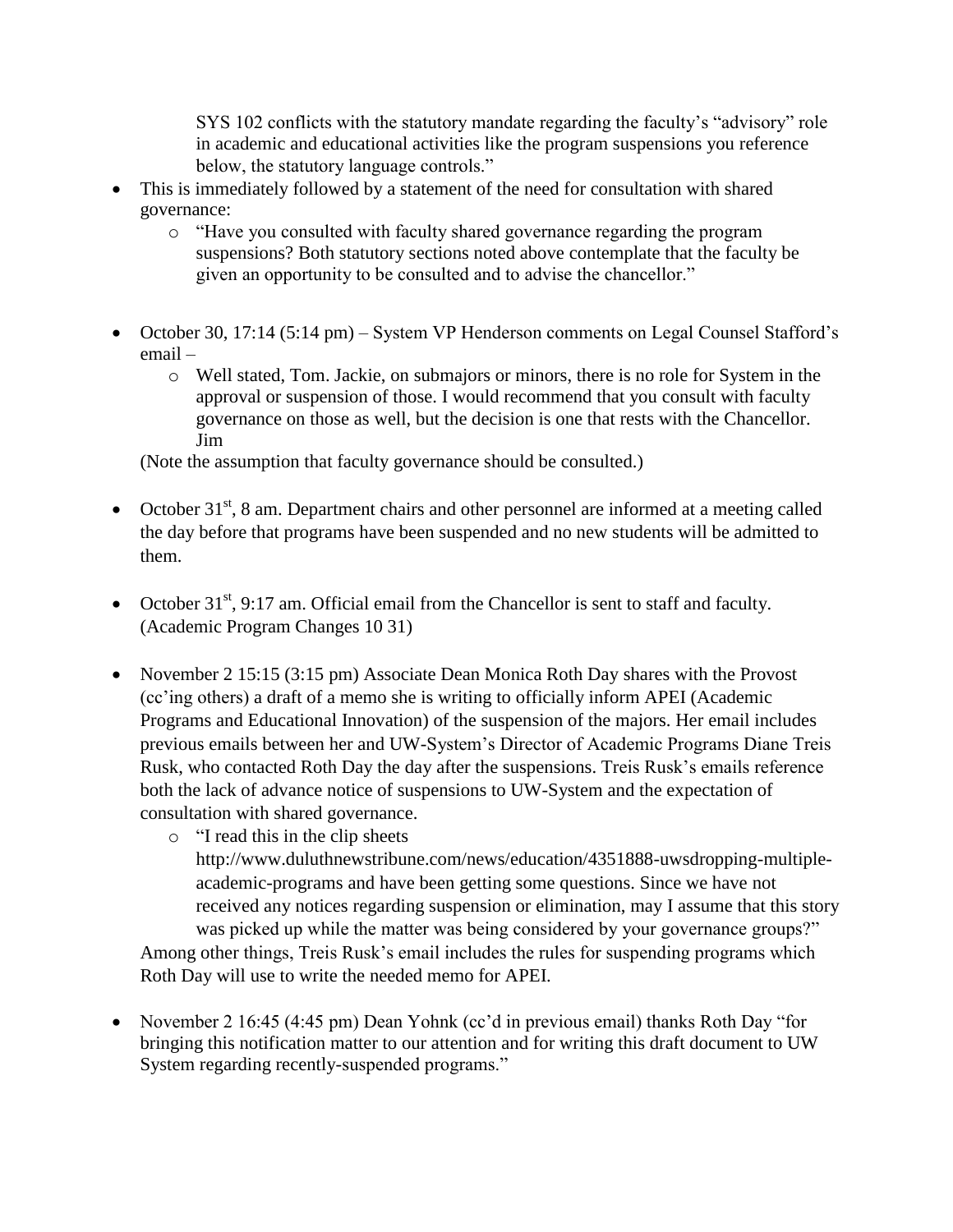SYS 102 conflicts with the statutory mandate regarding the faculty's "advisory" role in academic and educational activities like the program suspensions you reference below, the statutory language controls."

- This is immediately followed by a statement of the need for consultation with shared governance:
  - "Have you consulted with faculty shared governance regarding the program suspensions? Both statutory sections noted above contemplate that the faculty be given an opportunity to be consulted and to advise the chancellor."

- October 30, 17:14 (5:14 pm) – System VP Henderson comments on Legal Counsel Stafford's email –
  - Well stated, Tom. Jackie, on submajors or minors, there is no role for System in the approval or suspension of those. I would recommend that you consult with faculty governance on those as well, but the decision is one that rests with the Chancellor. Jim

(Note the assumption that faculty governance should be consulted.)

- October 31st, 8 am. Department chairs and other personnel are informed at a meeting called the day before that programs have been suspended and no new students will be admitted to them.

- October 31st, 9:17 am. Official email from the Chancellor is sent to staff and faculty. (Academic Program Changes 10 31)

- November 2 15:15 (3:15 pm) Associate Dean Monica Roth Day shares with the Provost (cc'ing others) a draft of a memo she is writing to officially inform APEI (Academic Programs and Educational Innovation) of the suspension of the majors. Her email includes previous emails between her and UW-System's Director of Academic Programs Diane Treis Rusk, who contacted Roth Day the day after the suspensions. Treis Rusk's emails reference both the lack of advance notice of suspensions to UW-System and the expectation of consultation with shared governance.
  - "I read this in the clip sheets http://www.duluthnewstribune.com/news/education/4351888-uwsdropping-multiple-academic-programs and have been getting some questions. Since we have not received any notices regarding suspension or elimination, may I assume that this story was picked up while the matter was being considered by your governance groups?"

Among other things, Treis Rusk's email includes the rules for suspending programs which Roth Day will use to write the needed memo for APEI.

- November 2 16:45 (4:45 pm) Dean Yohnk (cc'd in previous email) thanks Roth Day "for bringing this notification matter to our attention and for writing this draft document to UW System regarding recently-suspended programs."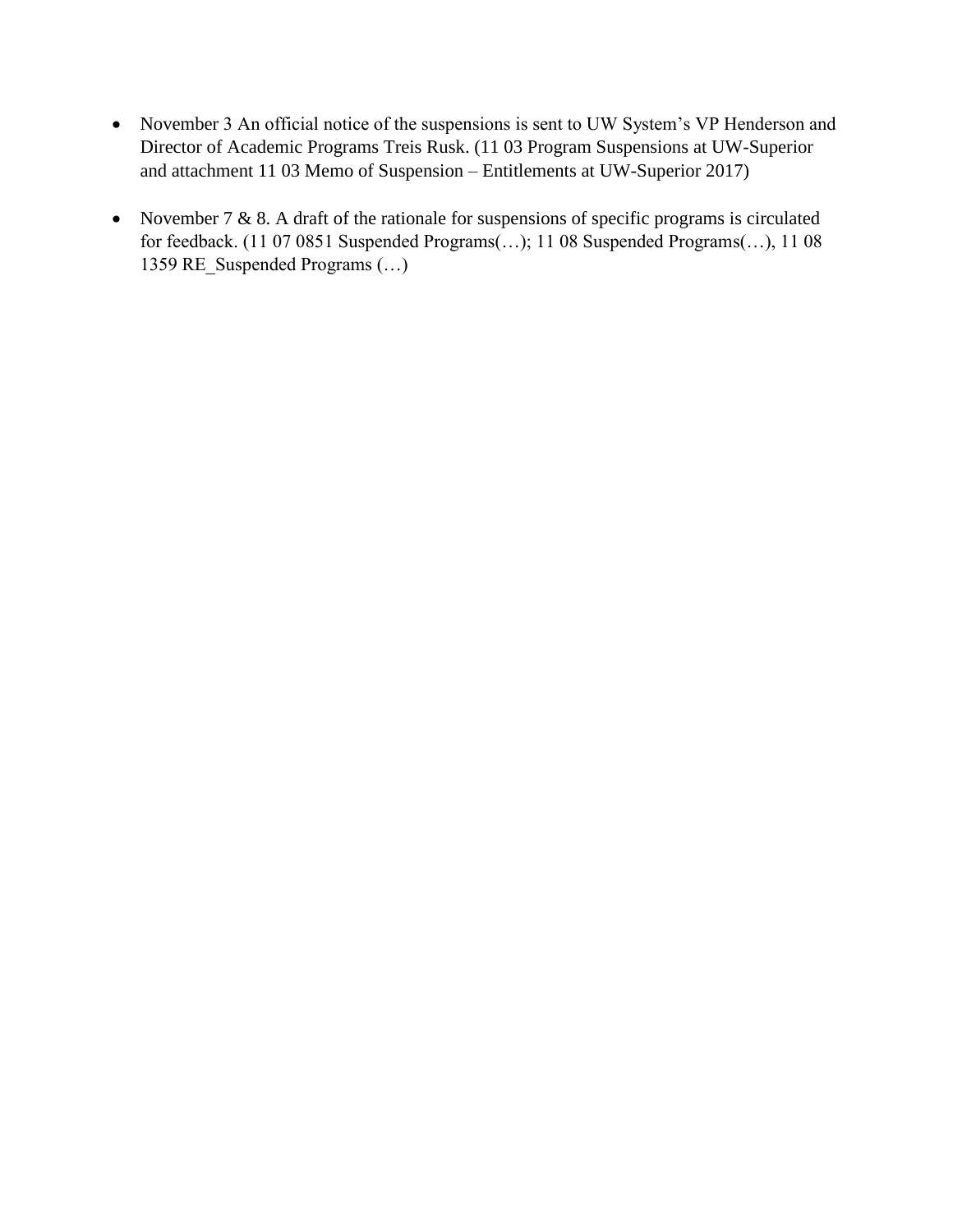- November 3 An official notice of the suspensions is sent to UW System's VP Henderson and Director of Academic Programs Treis Rusk. (11 03 Program Suspensions at UW-Superior and attachment 11 03 Memo of Suspension – Entitlements at UW-Superior 2017)

- November 7 & 8. A draft of the rationale for suspensions of specific programs is circulated for feedback. (11 07 0851 Suspended Programs(…); 11 08 Suspended Programs(…), 11 08 1359 RE_Suspended Programs (…)